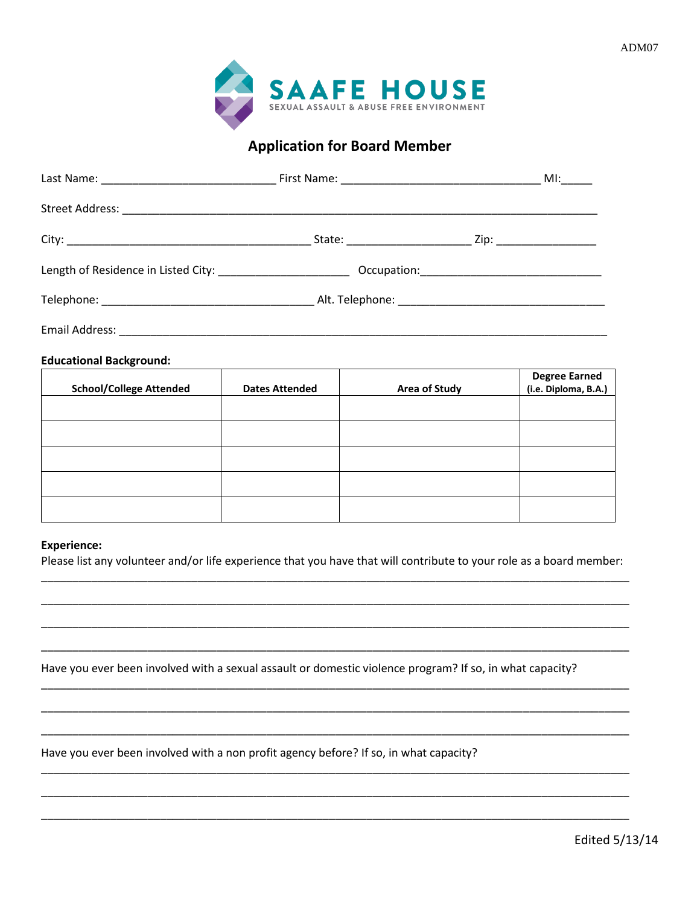ADM07

SAAFE HOUSE
SEXUAL ASSAULT & ABUSE FREE ENVIRONMENT

# Application for Board Member

Last Name: ___________________________ First Name: ______________________________ MI:_____

Street Address: ___________________________________________________________________________

City: ______________________________________ State: ___________________ Zip: _______________

Length of Residence in Listed City: ____________________ Occupation:____________________________

Telephone: _________________________________ Alt. Telephone: ________________________________

Email Address: _____________________________________________________________________________

**Educational Background:**

| School/College Attended | Dates Attended | Area of Study | Degree Earned (i.e. Diploma, B.A.) |
|---|---|---|---|
| | | | |
| | | | |
| | | | |
| | | | |
| | | | |

**Experience:**

Please list any volunteer and/or life experience that you have that will contribute to your role as a board member:

_____________________________________________________________________________________________

_____________________________________________________________________________________________

_____________________________________________________________________________________________

_____________________________________________________________________________________________

Have you ever been involved with a sexual assault or domestic violence program? If so, in what capacity?

_____________________________________________________________________________________________

_____________________________________________________________________________________________

_____________________________________________________________________________________________

Have you ever been involved with a non profit agency before? If so, in what capacity?

_____________________________________________________________________________________________

_____________________________________________________________________________________________

_____________________________________________________________________________________________

Edited 5/13/14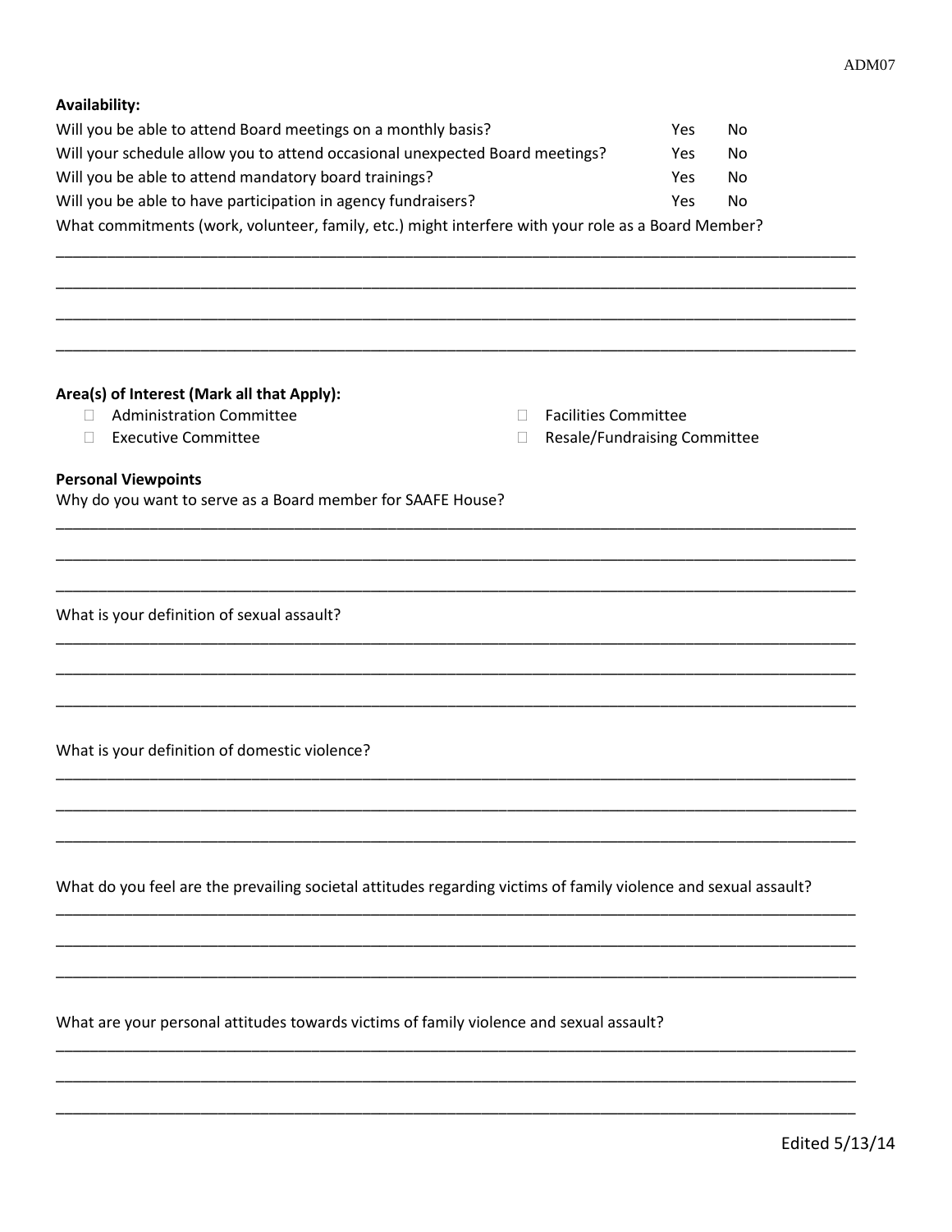**Availability:**

| | | |
|---|---|---|
| Will you be able to attend Board meetings on a monthly basis? | Yes | No |
| Will your schedule allow you to attend occasional unexpected Board meetings? | Yes | No |
| Will you be able to attend mandatory board trainings? | Yes | No |
| Will you be able to have participation in agency fundraisers? | Yes | No |

What commitments (work, volunteer, family, etc.) might interfere with your role as a Board Member?

_______________________________________________________________________________

_______________________________________________________________________________

_______________________________________________________________________________

_______________________________________________________________________________

**Area(s) of Interest (Mark all that Apply):**

- ☐ Administration Committee
- ☐ Executive Committee
- ☐ Facilities Committee
- ☐ Resale/Fundraising Committee

**Personal Viewpoints**

Why do you want to serve as a Board member for SAAFE House?

_______________________________________________________________________________

_______________________________________________________________________________

_______________________________________________________________________________

What is your definition of sexual assault?

_______________________________________________________________________________

_______________________________________________________________________________

_______________________________________________________________________________

What is your definition of domestic violence?

_______________________________________________________________________________

_______________________________________________________________________________

_______________________________________________________________________________

What do you feel are the prevailing societal attitudes regarding victims of family violence and sexual assault?

_______________________________________________________________________________

_______________________________________________________________________________

_______________________________________________________________________________

What are your personal attitudes towards victims of family violence and sexual assault?

_______________________________________________________________________________

_______________________________________________________________________________

_______________________________________________________________________________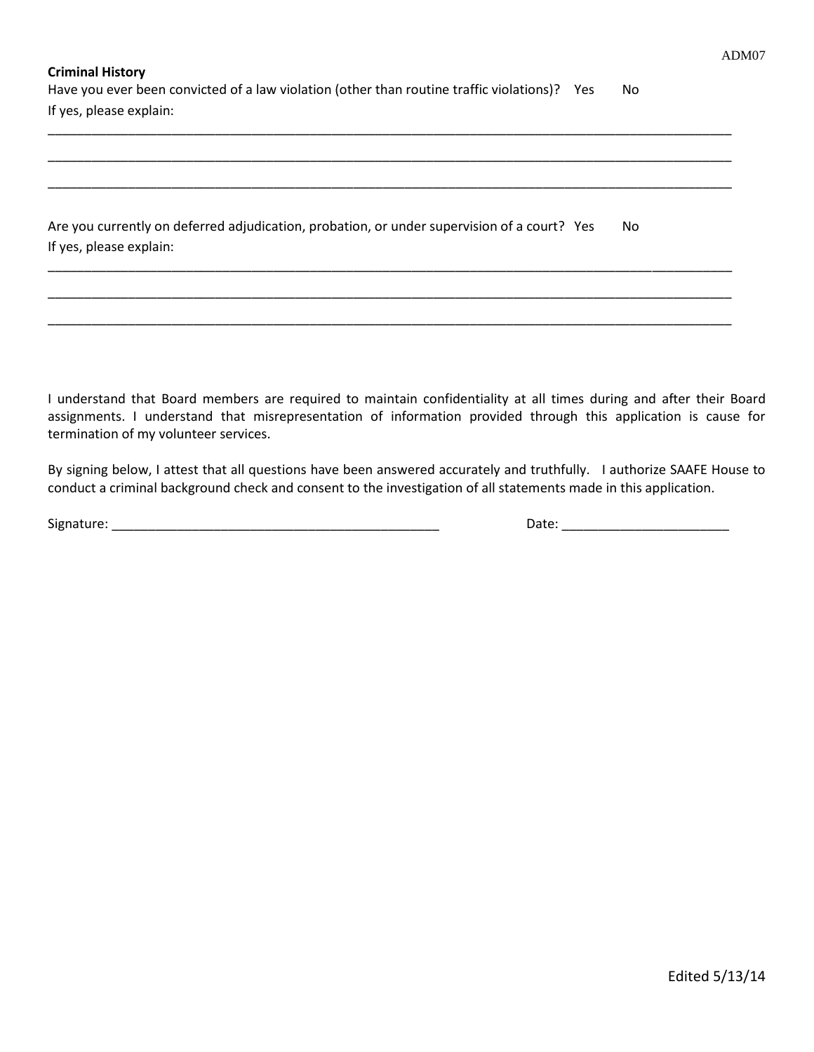**Criminal History**

Have you ever been convicted of a law violation (other than routine traffic violations)? Yes No

If yes, please explain:

____________________________________________________________________________________________

____________________________________________________________________________________________

____________________________________________________________________________________________

Are you currently on deferred adjudication, probation, or under supervision of a court? Yes No

If yes, please explain:

____________________________________________________________________________________________

____________________________________________________________________________________________

____________________________________________________________________________________________

I understand that Board members are required to maintain confidentiality at all times during and after their Board assignments. I understand that misrepresentation of information provided through this application is cause for termination of my volunteer services.

By signing below, I attest that all questions have been answered accurately and truthfully. I authorize SAAFE House to conduct a criminal background check and consent to the investigation of all statements made in this application.

Signature: _______________________________________________ Date: _______________________

Edited 5/13/14